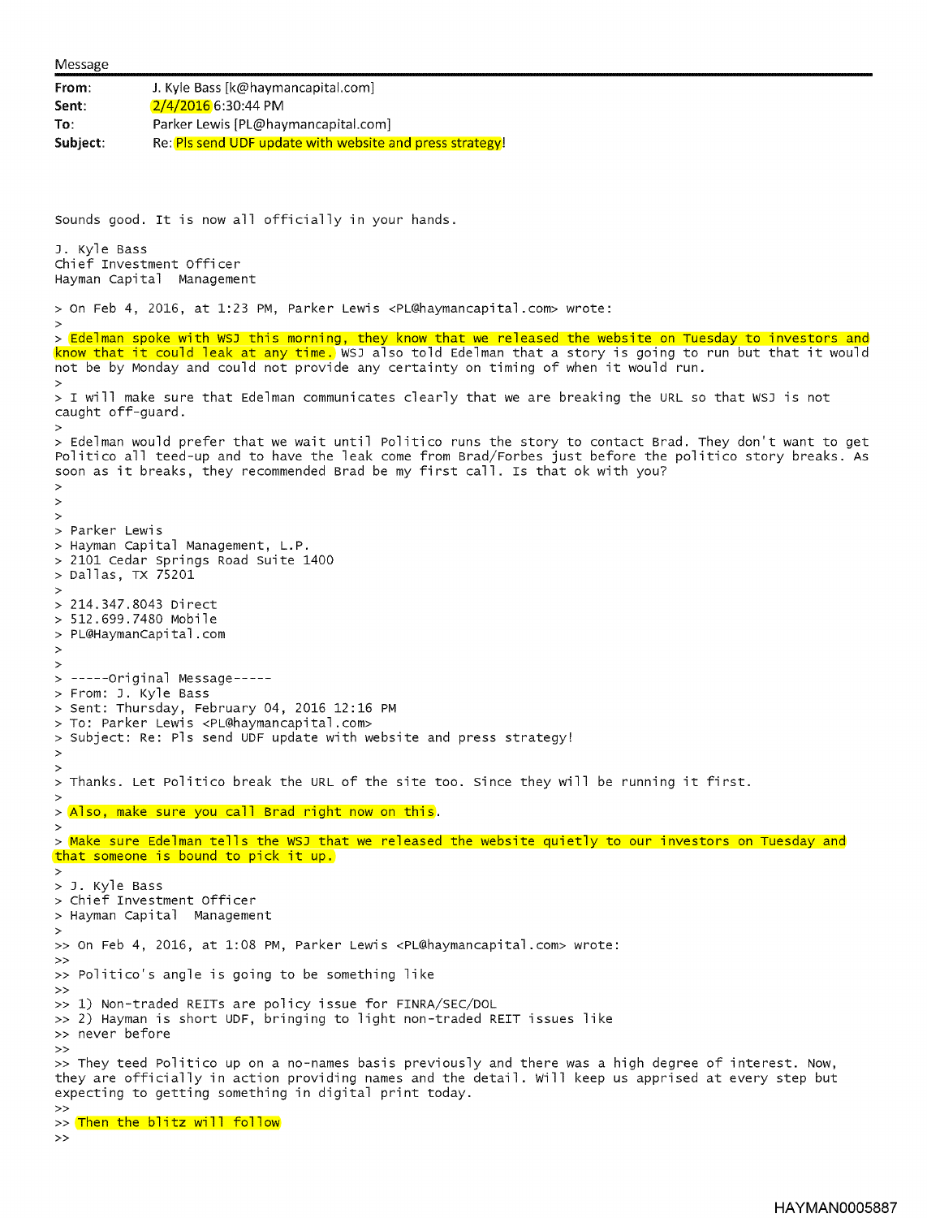Message

**From:** J. Kyle Bass [k@haymancapital.com]
**Sent:** 2/4/2016 6:30:44 PM
**To:** Parker Lewis [PL@haymancapital.com]
**Subject:** Re: Pls send UDF update with website and press strategy!

Sounds good. It is now all officially in your hands.

J. Kyle Bass
Chief Investment Officer
Hayman Capital Management

> On Feb 4, 2016, at 1:23 PM, Parker Lewis <PL@haymancapital.com> wrote:
>
> Edelman spoke with WSJ this morning, they know that we released the website on Tuesday to investors and know that it could leak at any time. WSJ also told Edelman that a story is going to run but that it would not be by Monday and could not provide any certainty on timing of when it would run.
>
> I will make sure that Edelman communicates clearly that we are breaking the URL so that WSJ is not caught off-guard.
>
> Edelman would prefer that we wait until Politico runs the story to contact Brad. They don't want to get Politico all teed-up and to have the leak come from Brad/Forbes just before the politico story breaks. As soon as it breaks, they recommended Brad be my first call. Is that ok with you?
>
>
>
> Parker Lewis
> Hayman Capital Management, L.P.
> 2101 Cedar Springs Road Suite 1400
> Dallas, TX 75201
>
> 214.347.8043 Direct
> 512.699.7480 Mobile
> PL@HaymanCapital.com
>
>
> -----Original Message-----
> From: J. Kyle Bass
> Sent: Thursday, February 04, 2016 12:16 PM
> To: Parker Lewis <PL@haymancapital.com>
> Subject: Re: Pls send UDF update with website and press strategy!
>
>
> Thanks. Let Politico break the URL of the site too. Since they will be running it first.
>
> Also, make sure you call Brad right now on this.
>
> Make sure Edelman tells the WSJ that we released the website quietly to our investors on Tuesday and that someone is bound to pick it up.
>
> J. Kyle Bass
> Chief Investment Officer
> Hayman Capital Management
>
>> On Feb 4, 2016, at 1:08 PM, Parker Lewis <PL@haymancapital.com> wrote:
>>
>> Politico's angle is going to be something like
>>
>> 1) Non-traded REITs are policy issue for FINRA/SEC/DOL
>> 2) Hayman is short UDF, bringing to light non-traded REIT issues like
>> never before
>>
>> They teed Politico up on a no-names basis previously and there was a high degree of interest. Now, they are officially in action providing names and the detail. Will keep us apprised at every step but expecting to getting something in digital print today.
>>
>> Then the blitz will follow
>>

HAYMAN0005887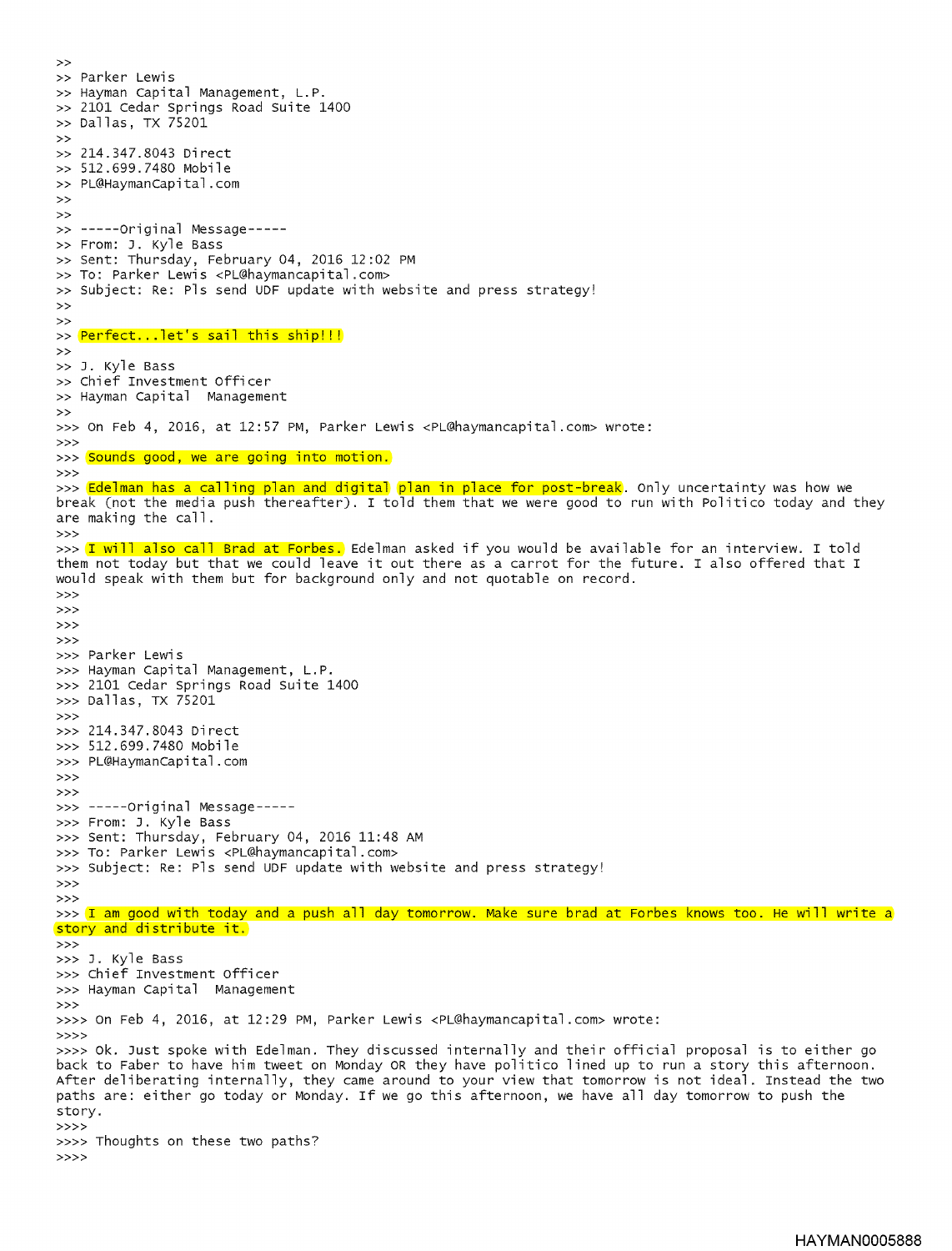```
>>
>> Parker Lewis
>> Hayman Capital Management, L.P.
>> 2101 Cedar Springs Road Suite 1400
>> Dallas, TX 75201
>>
>> 214.347.8043 Direct
>> 512.699.7480 Mobile
>> PL@HaymanCapital.com
>>
>>
>> -----Original Message-----
>> From: J. Kyle Bass
>> Sent: Thursday, February 04, 2016 12:02 PM
>> To: Parker Lewis <PL@haymancapital.com>
>> Subject: Re: Pls send UDF update with website and press strategy!
>>
>>
>> Perfect...let's sail this ship!!!
>>
>> J. Kyle Bass
>> Chief Investment Officer
>> Hayman Capital  Management
>>
>>> On Feb 4, 2016, at 12:57 PM, Parker Lewis <PL@haymancapital.com> wrote:
>>>
>>> Sounds good, we are going into motion.
>>>
>>> Edelman has a calling plan and digital plan in place for post-break. Only uncertainty was how we break (not the media push thereafter). I told them that we were good to run with Politico today and they are making the call.
>>>
>>> I will also call Brad at Forbes. Edelman asked if you would be available for an interview. I told them not today but that we could leave it out there as a carrot for the future. I also offered that I would speak with them but for background only and not quotable on record.
>>>
>>>
>>>
>>>
>>> Parker Lewis
>>> Hayman Capital Management, L.P.
>>> 2101 Cedar Springs Road Suite 1400
>>> Dallas, TX 75201
>>>
>>> 214.347.8043 Direct
>>> 512.699.7480 Mobile
>>> PL@HaymanCapital.com
>>>
>>>
>>> -----Original Message-----
>>> From: J. Kyle Bass
>>> Sent: Thursday, February 04, 2016 11:48 AM
>>> To: Parker Lewis <PL@haymancapital.com>
>>> Subject: Re: Pls send UDF update with website and press strategy!
>>>
>>>
>>> I am good with today and a push all day tomorrow. Make sure brad at Forbes knows too. He will write a story and distribute it.
>>>
>>> J. Kyle Bass
>>> Chief Investment Officer
>>> Hayman Capital  Management
>>>
>>>> On Feb 4, 2016, at 12:29 PM, Parker Lewis <PL@haymancapital.com> wrote:
>>>>
>>>> Ok. Just spoke with Edelman. They discussed internally and their official proposal is to either go back to Faber to have him tweet on Monday OR they have politico lined up to run a story this afternoon. After deliberating internally, they came around to your view that tomorrow is not ideal. Instead the two paths are: either go today or Monday. If we go this afternoon, we have all day tomorrow to push the story.
>>>>
>>>> Thoughts on these two paths?
>>>>
```

HAYMAN0005888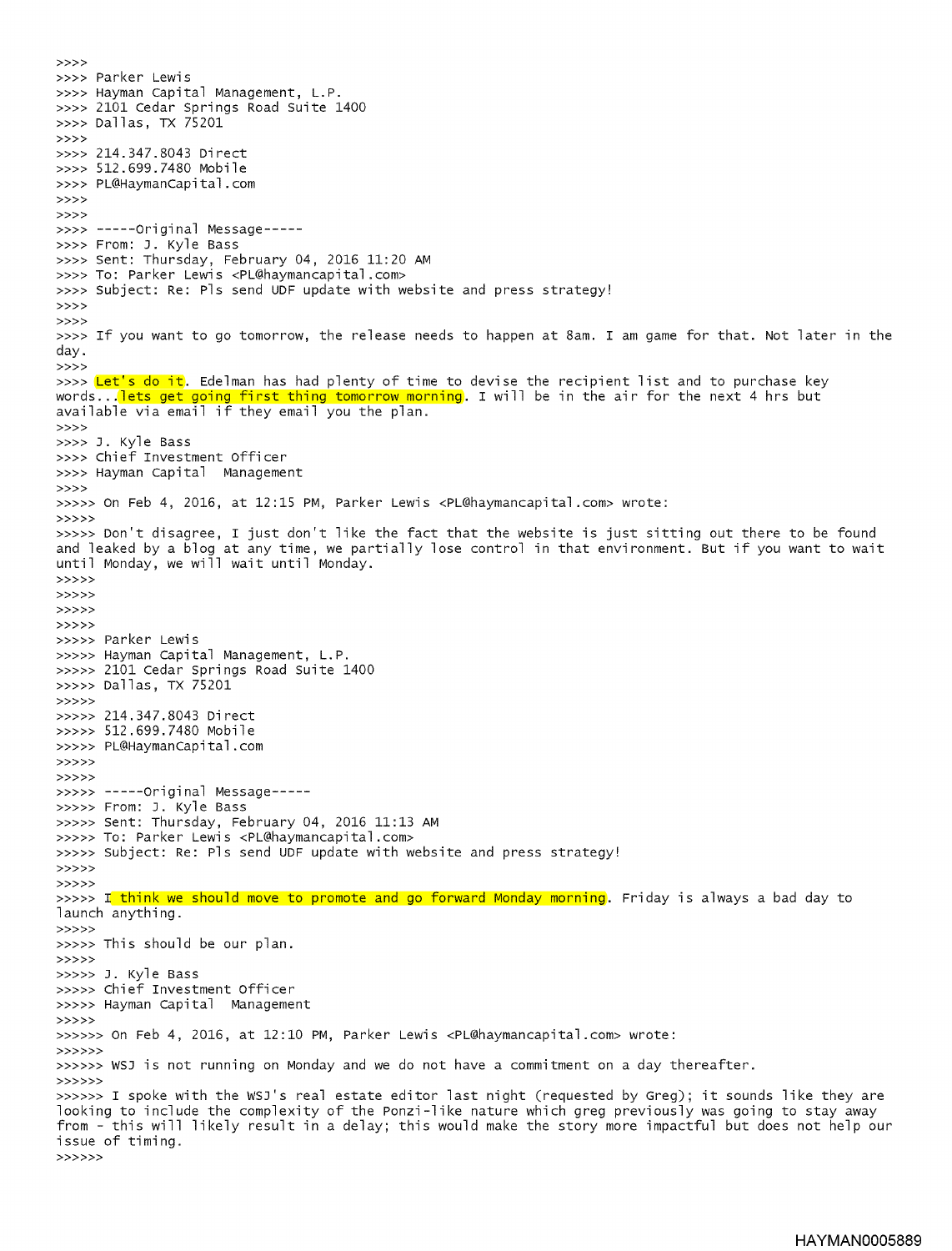```
>>>>
>>>> Parker Lewis
>>>> Hayman Capital Management, L.P.
>>>> 2101 Cedar Springs Road Suite 1400
>>>> Dallas, TX 75201
>>>>
>>>> 214.347.8043 Direct
>>>> 512.699.7480 Mobile
>>>> PL@HaymanCapital.com
>>>>
>>>>
>>>> -----Original Message-----
>>>> From: J. Kyle Bass
>>>> Sent: Thursday, February 04, 2016 11:20 AM
>>>> To: Parker Lewis <PL@haymancapital.com>
>>>> Subject: Re: Pls send UDF update with website and press strategy!
>>>>
>>>>
>>>> If you want to go tomorrow, the release needs to happen at 8am. I am game for that. Not later in the day.
>>>>
>>>> Let's do it. Edelman has had plenty of time to devise the recipient list and to purchase key words...lets get going first thing tomorrow morning. I will be in the air for the next 4 hrs but available via email if they email you the plan.
>>>>
>>>> J. Kyle Bass
>>>> Chief Investment Officer
>>>> Hayman Capital  Management
>>>>
>>>>> On Feb 4, 2016, at 12:15 PM, Parker Lewis <PL@haymancapital.com> wrote:
>>>>>
>>>>> Don't disagree, I just don't like the fact that the website is just sitting out there to be found and leaked by a blog at any time, we partially lose control in that environment. But if you want to wait until Monday, we will wait until Monday.
>>>>>
>>>>>
>>>>>
>>>>>
>>>>> Parker Lewis
>>>>> Hayman Capital Management, L.P.
>>>>> 2101 Cedar Springs Road Suite 1400
>>>>> Dallas, TX 75201
>>>>>
>>>>> 214.347.8043 Direct
>>>>> 512.699.7480 Mobile
>>>>> PL@HaymanCapital.com
>>>>>
>>>>>
>>>>> -----Original Message-----
>>>>> From: J. Kyle Bass
>>>>> Sent: Thursday, February 04, 2016 11:13 AM
>>>>> To: Parker Lewis <PL@haymancapital.com>
>>>>> Subject: Re: Pls send UDF update with website and press strategy!
>>>>>
>>>>>
>>>>> I think we should move to promote and go forward Monday morning. Friday is always a bad day to launch anything.
>>>>>
>>>>> This should be our plan.
>>>>>
>>>>> J. Kyle Bass
>>>>> Chief Investment Officer
>>>>> Hayman Capital  Management
>>>>>
>>>>>> On Feb 4, 2016, at 12:10 PM, Parker Lewis <PL@haymancapital.com> wrote:
>>>>>>
>>>>>> WSJ is not running on Monday and we do not have a commitment on a day thereafter.
>>>>>>
>>>>>> I spoke with the WSJ's real estate editor last night (requested by Greg); it sounds like they are looking to include the complexity of the Ponzi-like nature which greg previously was going to stay away from - this will likely result in a delay; this would make the story more impactful but does not help our issue of timing.
>>>>>>
```

HAYMAN0005889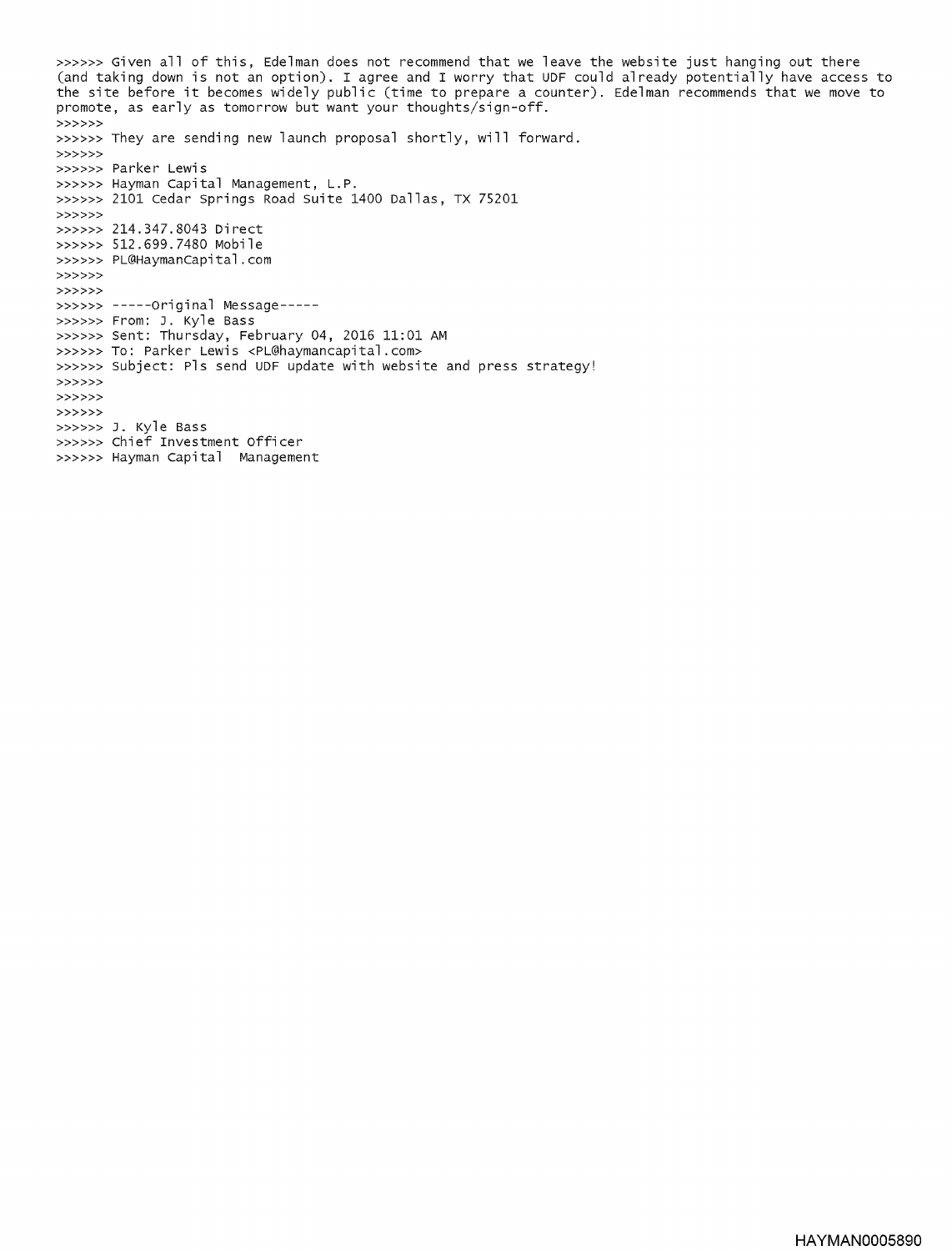>>>>>> Given all of this, Edelman does not recommend that we leave the website just hanging out there (and taking down is not an option). I agree and I worry that UDF could already potentially have access to the site before it becomes widely public (time to prepare a counter). Edelman recommends that we move to promote, as early as tomorrow but want your thoughts/sign-off.
>>>>>>
>>>>>> They are sending new launch proposal shortly, will forward.
>>>>>>
>>>>>> Parker Lewis
>>>>>> Hayman Capital Management, L.P.
>>>>>> 2101 Cedar Springs Road Suite 1400 Dallas, TX 75201
>>>>>>
>>>>>> 214.347.8043 Direct
>>>>>> 512.699.7480 Mobile
>>>>>> PL@HaymanCapital.com
>>>>>>
>>>>>>
>>>>>> -----Original Message-----
>>>>>> From: J. Kyle Bass
>>>>>> Sent: Thursday, February 04, 2016 11:01 AM
>>>>>> To: Parker Lewis <PL@haymancapital.com>
>>>>>> Subject: Pls send UDF update with website and press strategy!
>>>>>>
>>>>>>
>>>>>>
>>>>>> J. Kyle Bass
>>>>>> Chief Investment Officer
>>>>>> Hayman Capital  Management

HAYMAN0005890